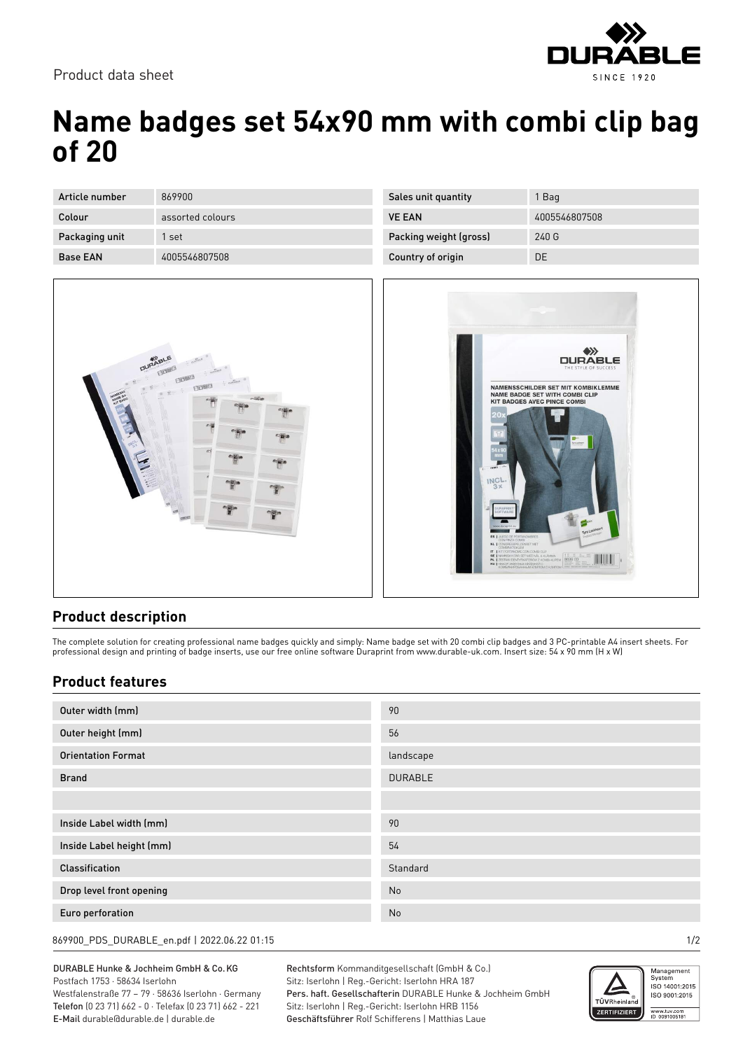Product data sheet

# Name badges set 54x90 mm with combi clip bag of 20

| Article number | 869900 | Sales unit quantity | 1 Bag |
|---|---|---|---|
| Colour | assorted colours | VE EAN | 4005546807508 |
| Packaging unit | 1 set | Packing weight (gross) | 240 G |
| Base EAN | 4005546807508 | Country of origin | DE |

## Product description

The complete solution for creating professional name badges quickly and simply: Name badge set with 20 combi clip badges and 3 PC-printable A4 insert sheets. For professional design and printing of badge inserts, use our free online software Duraprint from www.durable-uk.com. Insert size: 54 x 90 mm (H x W)

## Product features

| Outer width (mm) | 90 |
|---|---|
| Outer height (mm) | 56 |
| Orientation Format | landscape |
| Brand | DURABLE |
| | |
| Inside Label width (mm) | 90 |
| Inside Label height (mm) | 54 |
| Classification | Standard |
| Drop level front opening | No |
| Euro perforation | No |

869900_PDS_DURABLE_en.pdf | 2022.06.22 01:15

DURABLE Hunke & Jochheim GmbH & Co.KG
Postfach 1753 · 58634 Iserlohn
Westfalenstraße 77 – 79 · 58636 Iserlohn · Germany
**Telefon** (0 23 71) 662 - 0 · Telefax (0 23 71) 662 - 221
**E-Mail** durable@durable.de | durable.de

**Rechtsform** Kommanditgesellschaft (GmbH & Co.)
Sitz: Iserlohn | Reg.-Gericht: Iserlohn HRA 187
**Pers. haft. Gesellschafterin** DURABLE Hunke & Jochheim GmbH
Sitz: Iserlohn | Reg.-Gericht: Iserlohn HRB 1156
**Geschäftsführer** Rolf Schifferens | Matthias Laue

Management System ISO 14001:2015 ISO 9001:2015
www.tuv.com ID 0091006181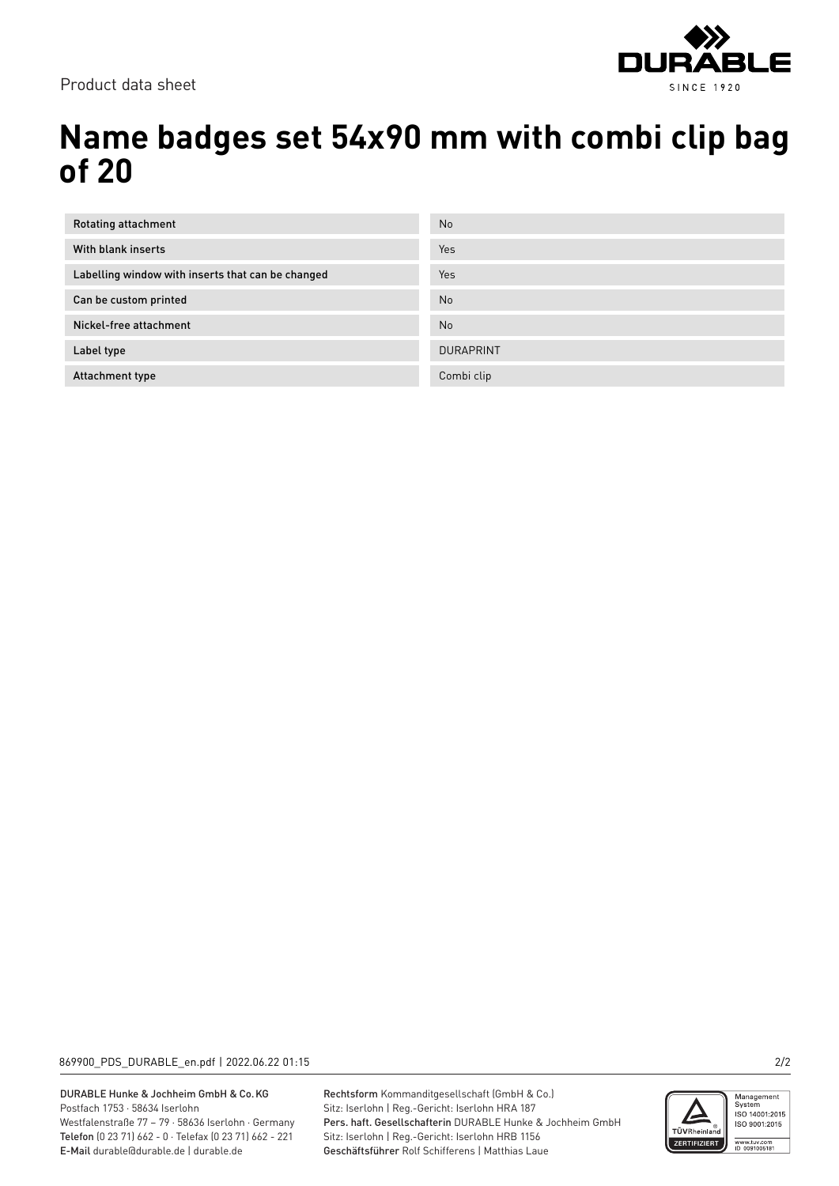# Name badges set 54x90 mm with combi clip bag of 20

| | |
|---|---|
| Rotating attachment | No |
| With blank inserts | Yes |
| Labelling window with inserts that can be changed | Yes |
| Can be custom printed | No |
| Nickel-free attachment | No |
| Label type | DURAPRINT |
| Attachment type | Combi clip |